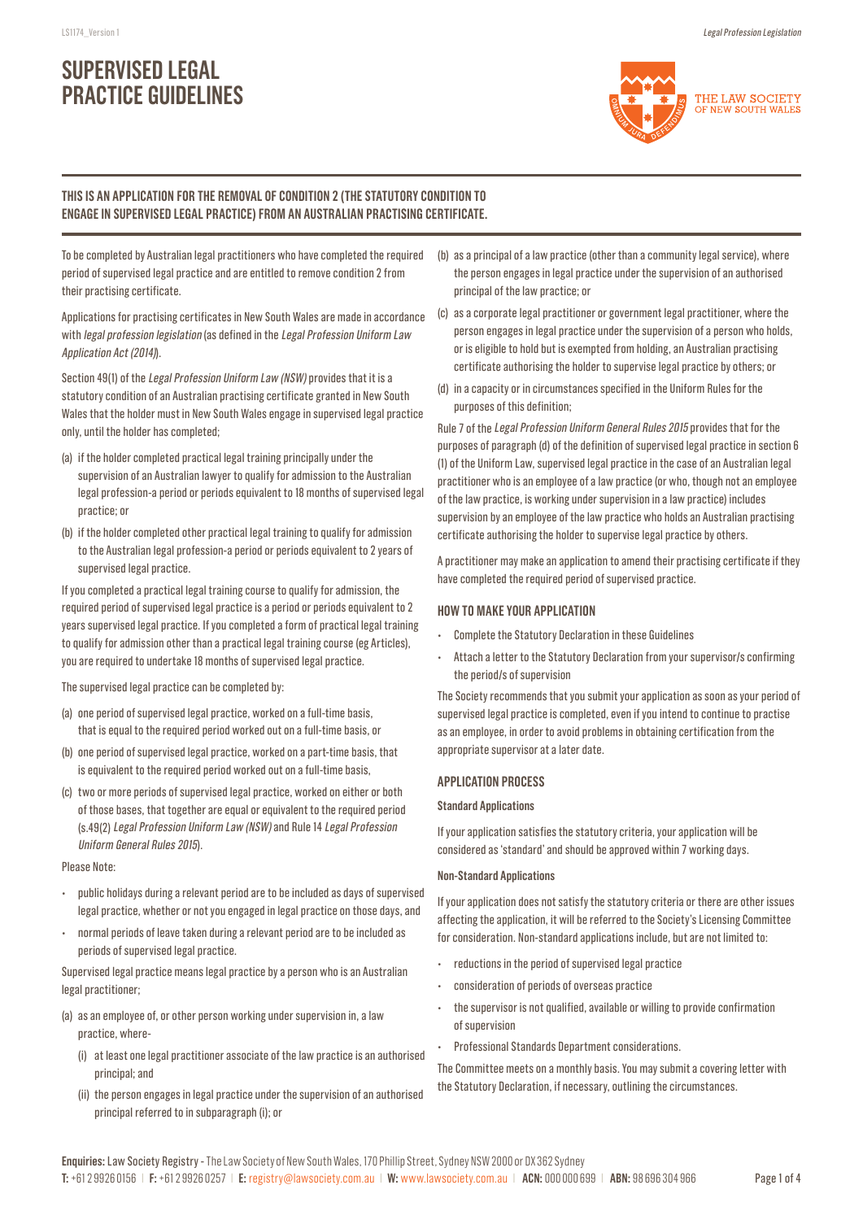# SUPERVISED LEGAL PRACTICE GUIDELINES

**THIS IS AN APPLICATION FOR THE REMOVAL OF CONDITION 2 (THE STATUTORY CONDITION TO ENGAGE IN SUPERVISED LEGAL PRACTICE) FROM AN AUSTRALIAN PRACTISING CERTIFICATE.**

To be completed by Australian legal practitioners who have completed the required period of supervised legal practice and are entitled to remove condition 2 from their practising certificate.

Applications for practising certificates in New South Wales are made in accordance with *legal profession legislation* (as defined in the *Legal Profession Uniform Law Application Act (2014)*).

Section 49(1) of the *Legal Profession Uniform Law (NSW)* provides that it is a statutory condition of an Australian practising certificate granted in New South Wales that the holder must in New South Wales engage in supervised legal practice only, until the holder has completed;

(a) if the holder completed practical legal training principally under the supervision of an Australian lawyer to qualify for admission to the Australian legal profession-a period or periods equivalent to 18 months of supervised legal practice; or

(b) if the holder completed other practical legal training to qualify for admission to the Australian legal profession-a period or periods equivalent to 2 years of supervised legal practice.

If you completed a practical legal training course to qualify for admission, the required period of supervised legal practice is a period or periods equivalent to 2 years supervised legal practice. If you completed a form of practical legal training to qualify for admission other than a practical legal training course (eg Articles), you are required to undertake 18 months of supervised legal practice.

The supervised legal practice can be completed by:

(a) one period of supervised legal practice, worked on a full-time basis, that is equal to the required period worked out on a full-time basis, or

(b) one period of supervised legal practice, worked on a part-time basis, that is equivalent to the required period worked out on a full-time basis,

(c) two or more periods of supervised legal practice, worked on either or both of those bases, that together are equal or equivalent to the required period (s.49(2) *Legal Profession Uniform Law (NSW)* and Rule 14 *Legal Profession Uniform General Rules 2015*).

Please Note:

- public holidays during a relevant period are to be included as days of supervised legal practice, whether or not you engaged in legal practice on those days, and
- normal periods of leave taken during a relevant period are to be included as periods of supervised legal practice.

Supervised legal practice means legal practice by a person who is an Australian legal practitioner;

(a) as an employee of, or other person working under supervision in, a law practice, where-

  (i) at least one legal practitioner associate of the law practice is an authorised principal; and

  (ii) the person engages in legal practice under the supervision of an authorised principal referred to in subparagraph (i); or

(b) as a principal of a law practice (other than a community legal service), where the person engages in legal practice under the supervision of an authorised principal of the law practice; or

(c) as a corporate legal practitioner or government legal practitioner, where the person engages in legal practice under the supervision of a person who holds, or is eligible to hold but is exempted from holding, an Australian practising certificate authorising the holder to supervise legal practice by others; or

(d) in a capacity or in circumstances specified in the Uniform Rules for the purposes of this definition;

Rule 7 of the *Legal Profession Uniform General Rules 2015* provides that for the purposes of paragraph (d) of the definition of supervised legal practice in section 6 (1) of the Uniform Law, supervised legal practice in the case of an Australian legal practitioner who is an employee of a law practice (or who, though not an employee of the law practice, is working under supervision in a law practice) includes supervision by an employee of the law practice who holds an Australian practising certificate authorising the holder to supervise legal practice by others.

A practitioner may make an application to amend their practising certificate if they have completed the required period of supervised practice.

## HOW TO MAKE YOUR APPLICATION

- Complete the Statutory Declaration in these Guidelines
- Attach a letter to the Statutory Declaration from your supervisor/s confirming the period/s of supervision

The Society recommends that you submit your application as soon as your period of supervised legal practice is completed, even if you intend to continue to practise as an employee, in order to avoid problems in obtaining certification from the appropriate supervisor at a later date.

## APPLICATION PROCESS

### Standard Applications

If your application satisfies the statutory criteria, your application will be considered as 'standard' and should be approved within 7 working days.

### Non-Standard Applications

If your application does not satisfy the statutory criteria or there are other issues affecting the application, it will be referred to the Society's Licensing Committee for consideration. Non-standard applications include, but are not limited to:

- reductions in the period of supervised legal practice
- consideration of periods of overseas practice
- the supervisor is not qualified, available or willing to provide confirmation of supervision
- Professional Standards Department considerations.

The Committee meets on a monthly basis. You may submit a covering letter with the Statutory Declaration, if necessary, outlining the circumstances.

**Enquiries:** Law Society Registry - The Law Society of New South Wales, 170 Phillip Street, Sydney NSW 2000 or DX 362 Sydney
**T:** +61 2 9926 0156 | **F:** +61 2 9926 0257 | **E:** registry@lawsociety.com.au | **W:** www.lawsociety.com.au | **ACN:** 000 000 699 | **ABN:** 98 696 304 966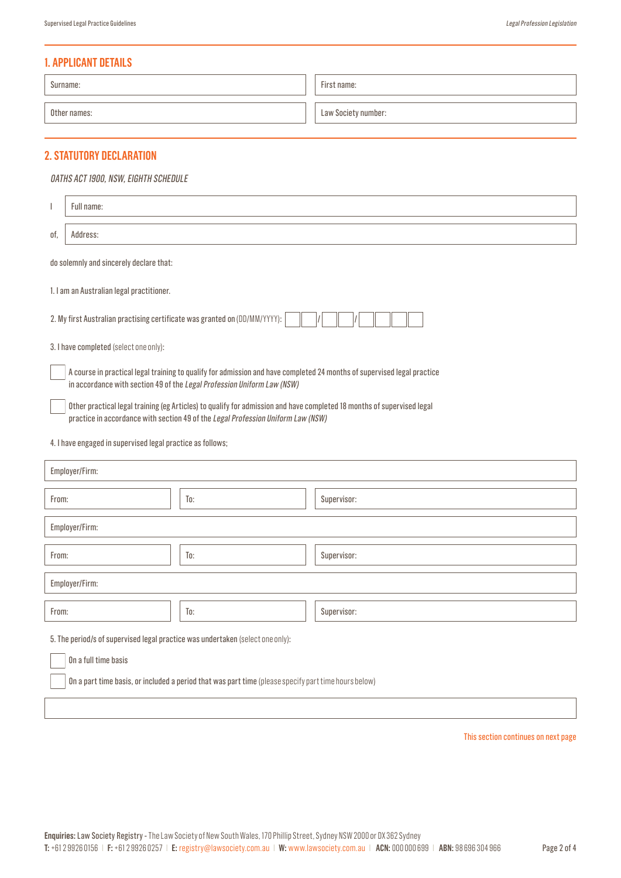## 1. APPLICANT DETAILS

| Surname: | First name: |
|---|---|
| Other names: | Law Society number: |

## 2. STATUTORY DECLARATION

*OATHS ACT 1900, NSW, EIGHTH SCHEDULE*

I Full name:

of, Address:

do solemnly and sincerely declare that:

1. I am an Australian legal practitioner.

2. My first Australian practising certificate was granted on (DD/MM/YYYY): __ __ / __ __ / __ __ __ __

3. I have completed (select one only):

- ☐ A course in practical legal training to qualify for admission and have completed 24 months of supervised legal practice in accordance with section 49 of the *Legal Profession Uniform Law (NSW)*
- ☐ Other practical legal training (eg Articles) to qualify for admission and have completed 18 months of supervised legal practice in accordance with section 49 of the *Legal Profession Uniform Law (NSW)*

4. I have engaged in supervised legal practice as follows;

| Employer/Firm: | | |
|---|---|---|
| From: | To: | Supervisor: |
| Employer/Firm: | | |
| From: | To: | Supervisor: |
| Employer/Firm: | | |
| From: | To: | Supervisor: |

5. The period/s of supervised legal practice was undertaken (select one only):

- ☐ On a full time basis
- ☐ On a part time basis, or included a period that was part time (please specify part time hours below)

This section continues on next page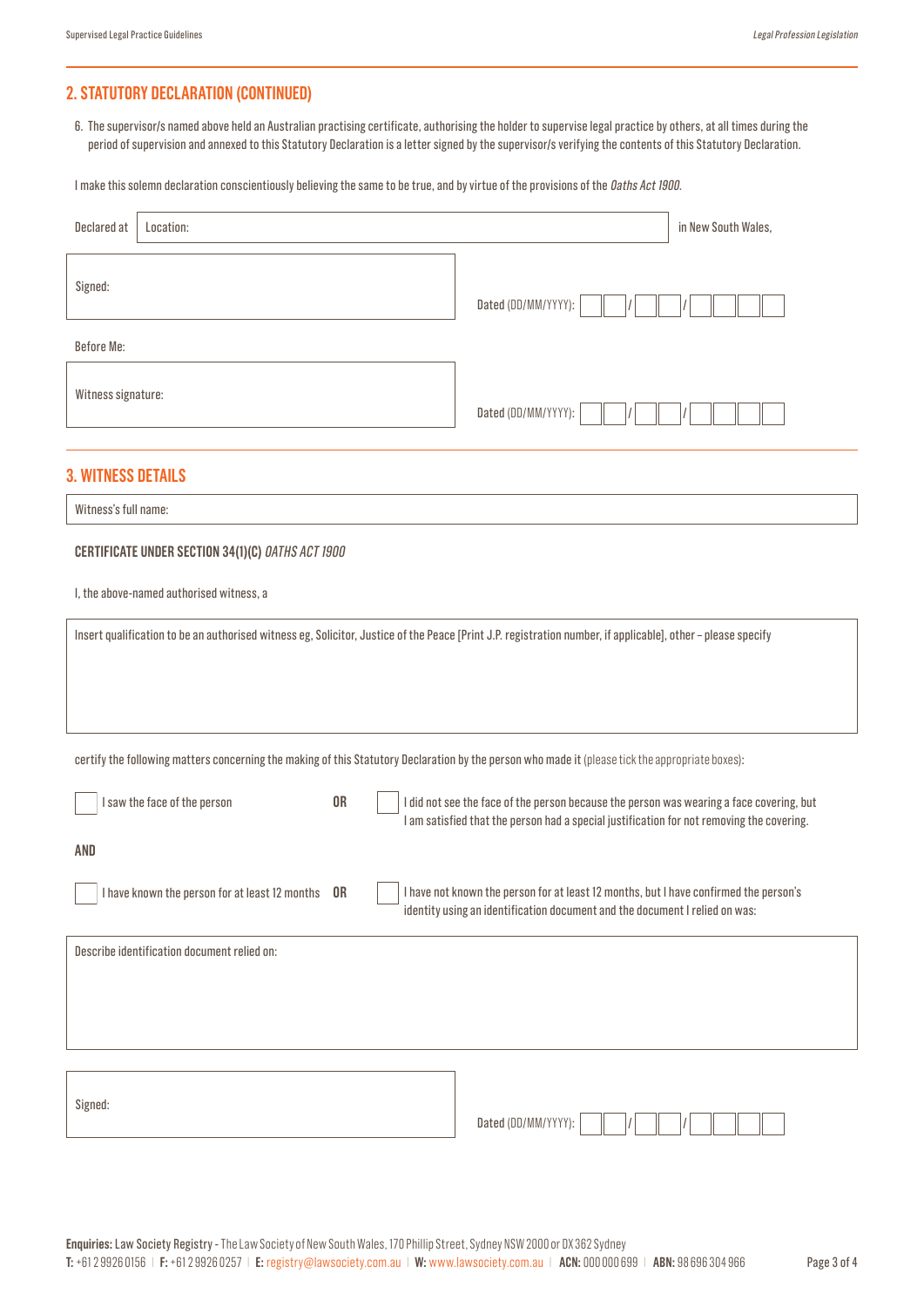## 2. STATUTORY DECLARATION (CONTINUED)

6. The supervisor/s named above held an Australian practising certificate, authorising the holder to supervise legal practice by others, at all times during the period of supervision and annexed to this Statutory Declaration is a letter signed by the supervisor/s verifying the contents of this Statutory Declaration.

I make this solemn declaration conscientiously believing the same to be true, and by virtue of the provisions of the *Oaths Act 1900*.

Declared at Location: in New South Wales,

Signed:

Dated (DD/MM/YYYY): __ __ / __ __ / __ __ __ __

Before Me:

Witness signature:

Dated (DD/MM/YYYY): __ __ / __ __ / __ __ __ __

## 3. WITNESS DETAILS

Witness's full name:

**CERTIFICATE UNDER SECTION 34(1)(C)** ***OATHS ACT 1900***

I, the above-named authorised witness, a

Insert qualification to be an authorised witness eg, Solicitor, Justice of the Peace [Print J.P. registration number, if applicable], other – please specify

certify the following matters concerning the making of this Statutory Declaration by the person who made it (please tick the appropriate boxes):

☐ I saw the face of the person **OR** ☐ I did not see the face of the person because the person was wearing a face covering, but I am satisfied that the person had a special justification for not removing the covering.

**AND**

☐ I have known the person for at least 12 months **OR** ☐ I have not known the person for at least 12 months, but I have confirmed the person's identity using an identification document and the document I relied on was:

Describe identification document relied on:

Signed:

Dated (DD/MM/YYYY): __ __ / __ __ / __ __ __ __

**Enquiries:** Law Society Registry - The Law Society of New South Wales, 170 Phillip Street, Sydney NSW 2000 or DX 362 Sydney
**T:** +61 2 9926 0156 | **F:** +61 2 9926 0257 | **E:** registry@lawsociety.com.au | **W:** www.lawsociety.com.au | **ACN:** 000 000 699 | **ABN:** 98 696 304 966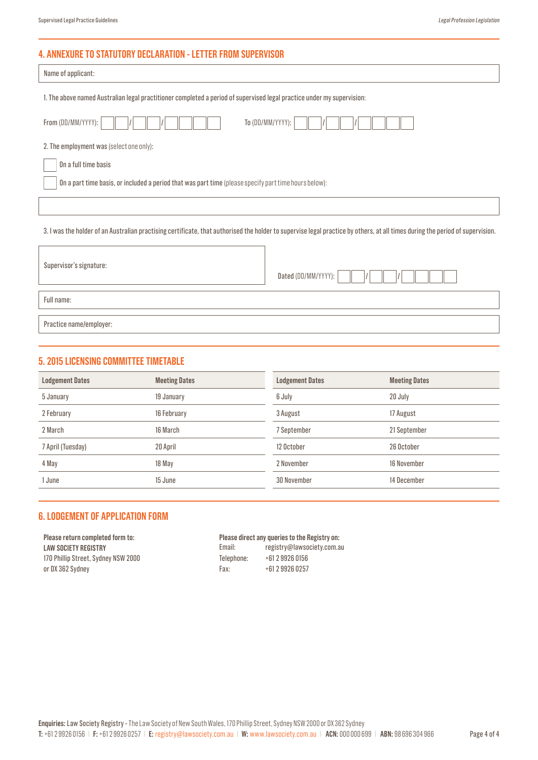## 4. ANNEXURE TO STATUTORY DECLARATION - LETTER FROM SUPERVISOR

Name of applicant:

1. The above named Australian legal practitioner completed a period of supervised legal practice under my supervision:

From (DD/MM/YYYY): __ __ / __ __ / __ __ __ __ To (DD/MM/YYYY): __ __ / __ __ / __ __ __ __

2. The employment was (select one only):

- [ ] On a full time basis
- [ ] On a part time basis, or included a period that was part time (please specify part time hours below):

3. I was the holder of an Australian practising certificate, that authorised the holder to supervise legal practice by others, at all times during the period of supervision.

Supervisor's signature: Dated (DD/MM/YYYY): __ __ / __ __ / __ __ __ __

Full name:

Practice name/employer:

## 5. 2015 LICENSING COMMITTEE TIMETABLE

| Lodgement Dates | Meeting Dates | Lodgement Dates | Meeting Dates |
|---|---|---|---|
| 5 January | 19 January | 6 July | 20 July |
| 2 February | 16 February | 3 August | 17 August |
| 2 March | 16 March | 7 September | 21 September |
| 7 April (Tuesday) | 20 April | 12 October | 26 October |
| 4 May | 18 May | 2 November | 16 November |
| 1 June | 15 June | 30 November | 14 December |

## 6. LODGEMENT OF APPLICATION FORM

**Please return completed form to:**
**LAW SOCIETY REGISTRY**
170 Phillip Street, Sydney NSW 2000
or DX 362 Sydney

**Please direct any queries to the Registry on:**
Email: registry@lawsociety.com.au
Telephone: +61 2 9926 0156
Fax: +61 2 9926 0257